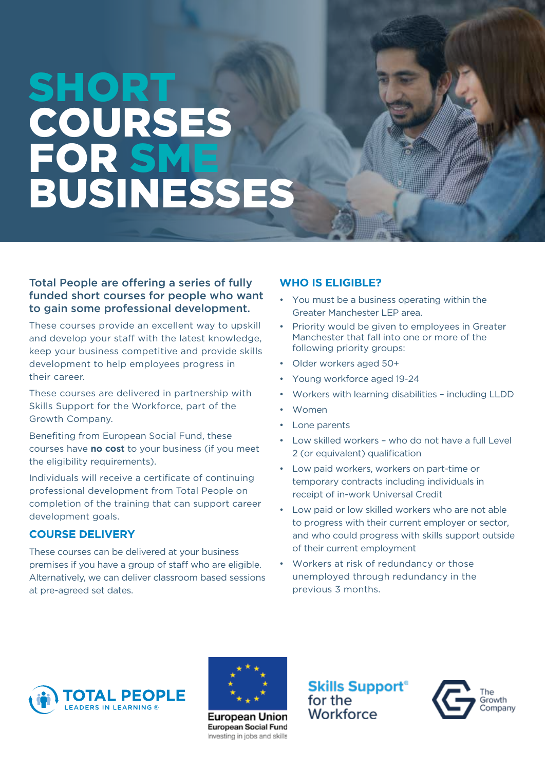# SHORT COURSES FOR SME BUSINESSES

**Total People are offering a series of fully funded short courses for people who want to gain some professional development.**

These courses provide an excellent way to upskill and develop your staff with the latest knowledge, keep your business competitive and provide skills development to help employees progress in their career.

These courses are delivered in partnership with Skills Support for the Workforce, part of the Growth Company.

Benefiting from European Social Fund, these courses have **no cost** to your business (if you meet the eligibility requirements).

Individuals will receive a certificate of continuing professional development from Total People on completion of the training that can support career development goals.

## COURSE DELIVERY

These courses can be delivered at your business premises if you have a group of staff who are eligible. Alternatively, we can deliver classroom based sessions at pre-agreed set dates.

## WHO IS ELIGIBLE?

- You must be a business operating within the Greater Manchester LEP area.
- Priority would be given to employees in Greater Manchester that fall into one or more of the following priority groups:
- Older workers aged 50+
- Young workforce aged 19-24
- Workers with learning disabilities – including LLDD
- Women
- Lone parents
- Low skilled workers – who do not have a full Level 2 (or equivalent) qualification
- Low paid workers, workers on part-time or temporary contracts including individuals in receipt of in-work Universal Credit
- Low paid or low skilled workers who are not able to progress with their current employer or sector, and who could progress with skills support outside of their current employment
- Workers at risk of redundancy or those unemployed through redundancy in the previous 3 months.

TOTAL PEOPLE
LEADERS IN LEARNING ®

European Union
European Social Fund
Investing in jobs and skills

Skills Support for the Workforce

The Growth Company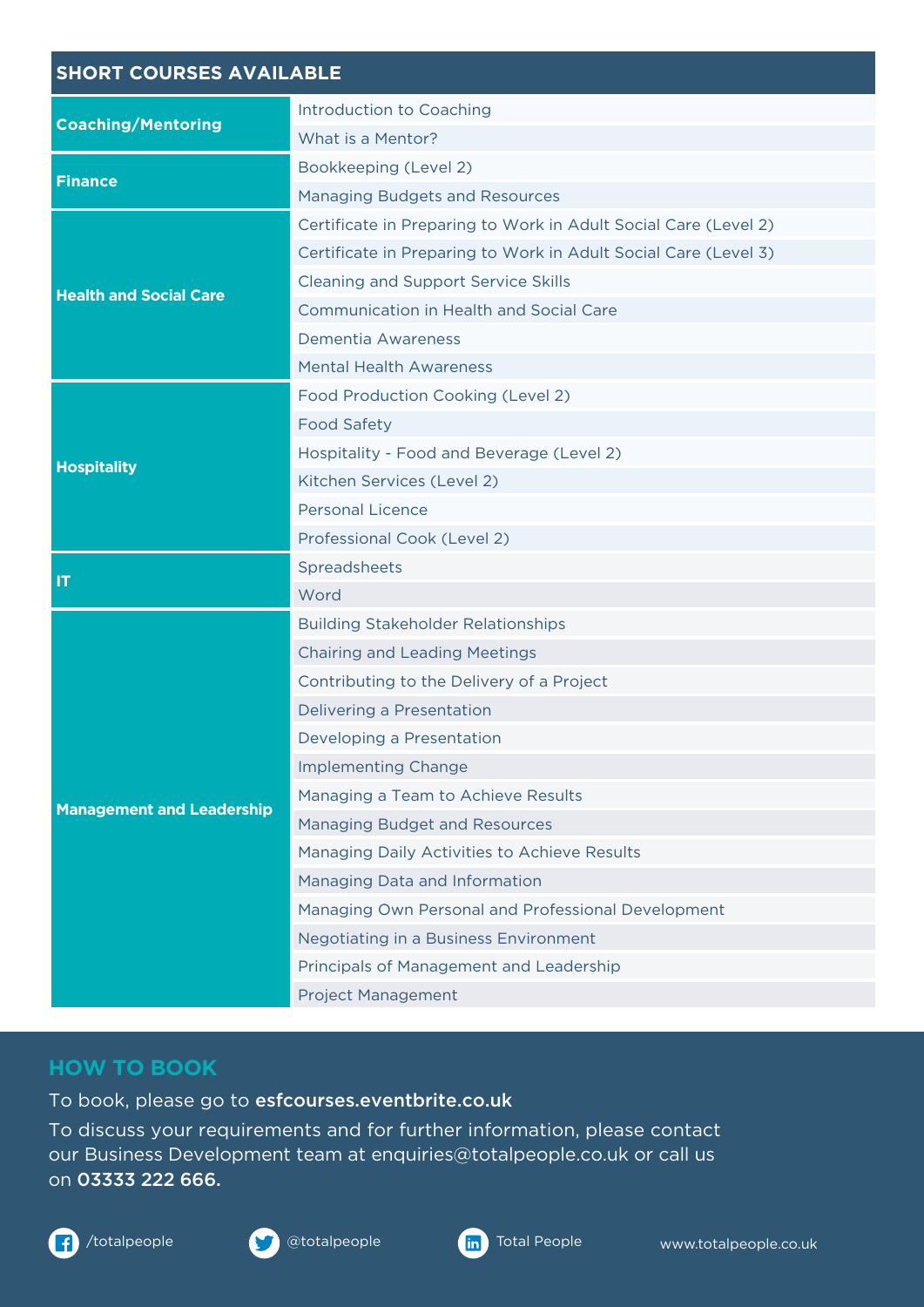| SHORT COURSES AVAILABLE | |
|---|---|
| **Coaching/Mentoring** | Introduction to Coaching |
| | What is a Mentor? |
| **Finance** | Bookkeeping (Level 2) |
| | Managing Budgets and Resources |
| **Health and Social Care** | Certificate in Preparing to Work in Adult Social Care (Level 2) |
| | Certificate in Preparing to Work in Adult Social Care (Level 3) |
| | Cleaning and Support Service Skills |
| | Communication in Health and Social Care |
| | Dementia Awareness |
| | Mental Health Awareness |
| **Hospitality** | Food Production Cooking (Level 2) |
| | Food Safety |
| | Hospitality - Food and Beverage (Level 2) |
| | Kitchen Services (Level 2) |
| | Personal Licence |
| | Professional Cook (Level 2) |
| **IT** | Spreadsheets |
| | Word |
| **Management and Leadership** | Building Stakeholder Relationships |
| | Chairing and Leading Meetings |
| | Contributing to the Delivery of a Project |
| | Delivering a Presentation |
| | Developing a Presentation |
| | Implementing Change |
| | Managing a Team to Achieve Results |
| | Managing Budget and Resources |
| | Managing Daily Activities to Achieve Results |
| | Managing Data and Information |
| | Managing Own Personal and Professional Development |
| | Negotiating in a Business Environment |
| | Principals of Management and Leadership |
| | Project Management |

## HOW TO BOOK

To book, please go to **esfcourses.eventbrite.co.uk**

To discuss your requirements and for further information, please contact our Business Development team at enquiries@totalpeople.co.uk or call us on **03333 222 666.**

/totalpeople @totalpeople Total People www.totalpeople.co.uk